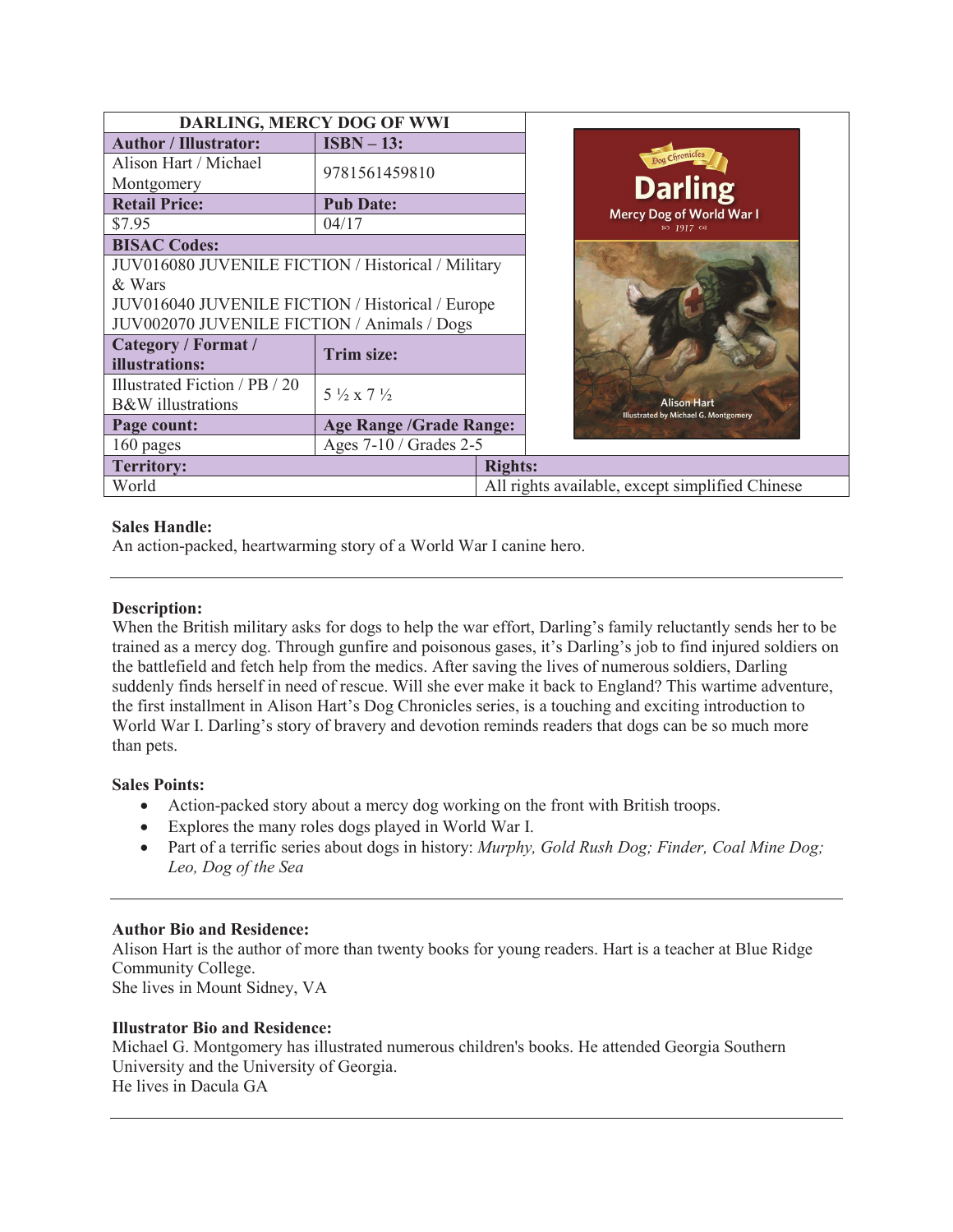| DARLING, MERCY DOG OF WWI | |
|---|---|
| **Author / Illustrator:** | **ISBN – 13:** |
| Alison Hart / Michael Montgomery | 9781561459810 |
| **Retail Price:** | **Pub Date:** |
| $7.95 | 04/17 |
| **BISAC Codes:** | |
| JUV016080 JUVENILE FICTION / Historical / Military & Wars<br>JUV016040 JUVENILE FICTION / Historical / Europe<br>JUV002070 JUVENILE FICTION / Animals / Dogs | |
| **Category / Format / illustrations:** | **Trim size:** |
| Illustrated Fiction / PB / 20 B&W illustrations | 5 ½ x 7 ½ |
| **Page count:** | **Age Range /Grade Range:** |
| 160 pages | Ages 7-10 / Grades 2-5 |
| **Territory:** | **Rights:** |
| World | All rights available, except simplified Chinese |

**Sales Handle:**
An action-packed, heartwarming story of a World War I canine hero.

**Description:**
When the British military asks for dogs to help the war effort, Darling's family reluctantly sends her to be trained as a mercy dog. Through gunfire and poisonous gases, it's Darling's job to find injured soldiers on the battlefield and fetch help from the medics. After saving the lives of numerous soldiers, Darling suddenly finds herself in need of rescue. Will she ever make it back to England? This wartime adventure, the first installment in Alison Hart's Dog Chronicles series, is a touching and exciting introduction to World War I. Darling's story of bravery and devotion reminds readers that dogs can be so much more than pets.

**Sales Points:**

- Action-packed story about a mercy dog working on the front with British troops.
- Explores the many roles dogs played in World War I.
- Part of a terrific series about dogs in history: *Murphy, Gold Rush Dog; Finder, Coal Mine Dog; Leo, Dog of the Sea*

**Author Bio and Residence:**
Alison Hart is the author of more than twenty books for young readers. Hart is a teacher at Blue Ridge Community College.
She lives in Mount Sidney, VA

**Illustrator Bio and Residence:**
Michael G. Montgomery has illustrated numerous children's books. He attended Georgia Southern University and the University of Georgia.
He lives in Dacula GA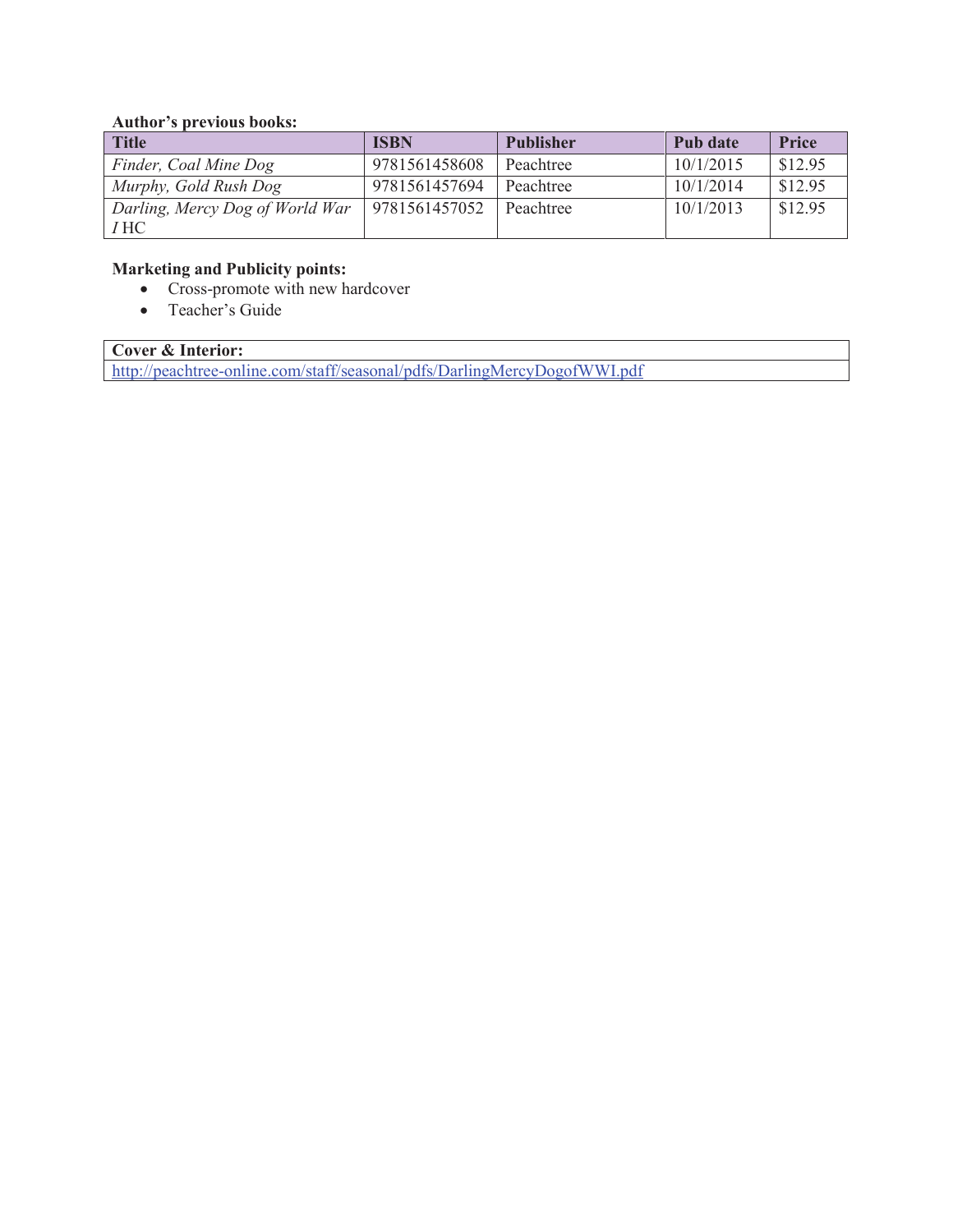**Author's previous books:**

| Title | ISBN | Publisher | Pub date | Price |
| --- | --- | --- | --- | --- |
| *Finder, Coal Mine Dog* | 9781561458608 | Peachtree | 10/1/2015 | $12.95 |
| *Murphy, Gold Rush Dog* | 9781561457694 | Peachtree | 10/1/2014 | $12.95 |
| *Darling, Mercy Dog of World War I* HC | 9781561457052 | Peachtree | 10/1/2013 | $12.95 |

**Marketing and Publicity points:**

- Cross-promote with new hardcover
- Teacher's Guide

| Cover & Interior: |
| --- |
| http://peachtree-online.com/staff/seasonal/pdfs/DarlingMercyDogofWWI.pdf |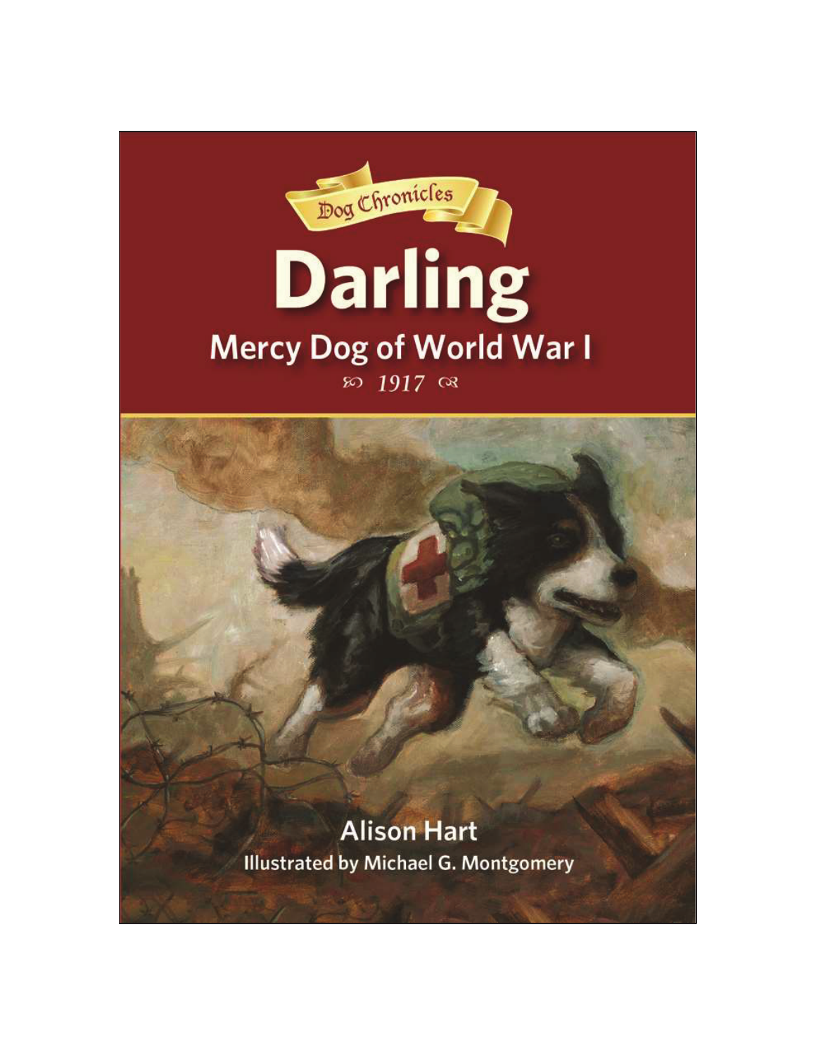Dog Chronicles

# Darling

## Mercy Dog of World War I

*1917*

**Alison Hart**

Illustrated by Michael G. Montgomery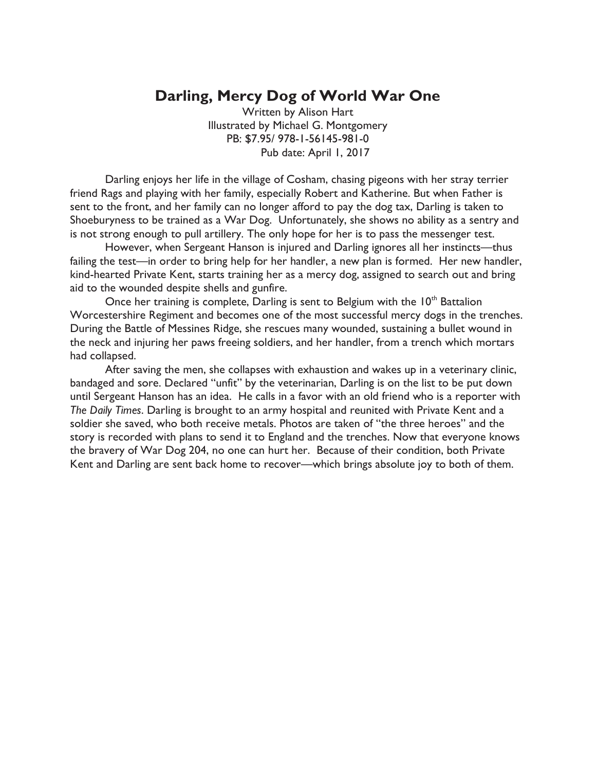## Darling, Mercy Dog of World War One

Written by Alison Hart
Illustrated by Michael G. Montgomery
PB: $7.95/ 978-1-56145-981-0
Pub date: April 1, 2017

Darling enjoys her life in the village of Cosham, chasing pigeons with her stray terrier friend Rags and playing with her family, especially Robert and Katherine. But when Father is sent to the front, and her family can no longer afford to pay the dog tax, Darling is taken to Shoeburyness to be trained as a War Dog. Unfortunately, she shows no ability as a sentry and is not strong enough to pull artillery. The only hope for her is to pass the messenger test.

However, when Sergeant Hanson is injured and Darling ignores all her instincts—thus failing the test—in order to bring help for her handler, a new plan is formed. Her new handler, kind-hearted Private Kent, starts training her as a mercy dog, assigned to search out and bring aid to the wounded despite shells and gunfire.

Once her training is complete, Darling is sent to Belgium with the 10th Battalion Worcestershire Regiment and becomes one of the most successful mercy dogs in the trenches. During the Battle of Messines Ridge, she rescues many wounded, sustaining a bullet wound in the neck and injuring her paws freeing soldiers, and her handler, from a trench which mortars had collapsed.

After saving the men, she collapses with exhaustion and wakes up in a veterinary clinic, bandaged and sore. Declared "unfit" by the veterinarian, Darling is on the list to be put down until Sergeant Hanson has an idea. He calls in a favor with an old friend who is a reporter with *The Daily Times*. Darling is brought to an army hospital and reunited with Private Kent and a soldier she saved, who both receive metals. Photos are taken of "the three heroes" and the story is recorded with plans to send it to England and the trenches. Now that everyone knows the bravery of War Dog 204, no one can hurt her. Because of their condition, both Private Kent and Darling are sent back home to recover—which brings absolute joy to both of them.